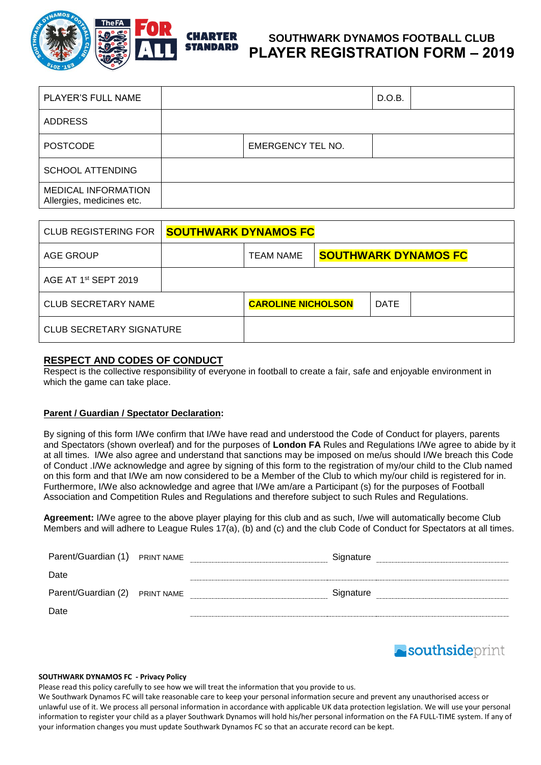# SOUTHWARK DYNAMOS FOOTBALL CLUB
# PLAYER REGISTRATION FORM – 2019

CHARTER STANDARD

| PLAYER'S FULL NAME | | D.O.B. | |
|---|---|---|---|
| ADDRESS | | | |
| POSTCODE | | EMERGENCY TEL NO. | |
| SCHOOL ATTENDING | | | |
| MEDICAL INFORMATION Allergies, medicines etc. | | | |

| CLUB REGISTERING FOR | **SOUTHWARK DYNAMOS FC** | | | |
|---|---|---|---|---|
| AGE GROUP | | TEAM NAME | **SOUTHWARK DYNAMOS FC** | |
| AGE AT 1st SEPT 2019 | | | | |
| CLUB SECRETARY NAME | | **CAROLINE NICHOLSON** | DATE | |
| CLUB SECRETARY SIGNATURE | | | | |

## RESPECT AND CODES OF CONDUCT

Respect is the collective responsibility of everyone in football to create a fair, safe and enjoyable environment in which the game can take place.

**Parent / Guardian / Spectator Declaration:**

By signing of this form I/We confirm that I/We have read and understood the Code of Conduct for players, parents and Spectators (shown overleaf) and for the purposes of **London FA** Rules and Regulations I/We agree to abide by it at all times. I/We also agree and understand that sanctions may be imposed on me/us should I/We breach this Code of Conduct .I/We acknowledge and agree by signing of this form to the registration of my/our child to the Club named on this form and that I/We am now considered to be a Member of the Club to which my/our child is registered for in. Furthermore, I/We also acknowledge and agree that I/We am/are a Participant (s) for the purposes of Football Association and Competition Rules and Regulations and therefore subject to such Rules and Regulations.

**Agreement:** I/We agree to the above player playing for this club and as such, I/we will automatically become Club Members and will adhere to League Rules 17(a), (b) and (c) and the club Code of Conduct for Spectators at all times.

Parent/Guardian (1) PRINT NAME .............................................. Signature ..............................................

Date ..............................................

Parent/Guardian (2) PRINT NAME .............................................. Signature ..............................................

Date ..............................................

southsideprint

**SOUTHWARK DYNAMOS FC - Privacy Policy**

Please read this policy carefully to see how we will treat the information that you provide to us.

We Southwark Dynamos FC will take reasonable care to keep your personal information secure and prevent any unauthorised access or unlawful use of it. We process all personal information in accordance with applicable UK data protection legislation. We will use your personal information to register your child as a player Southwark Dynamos will hold his/her personal information on the FA FULL-TIME system. If any of your information changes you must update Southwark Dynamos FC so that an accurate record can be kept.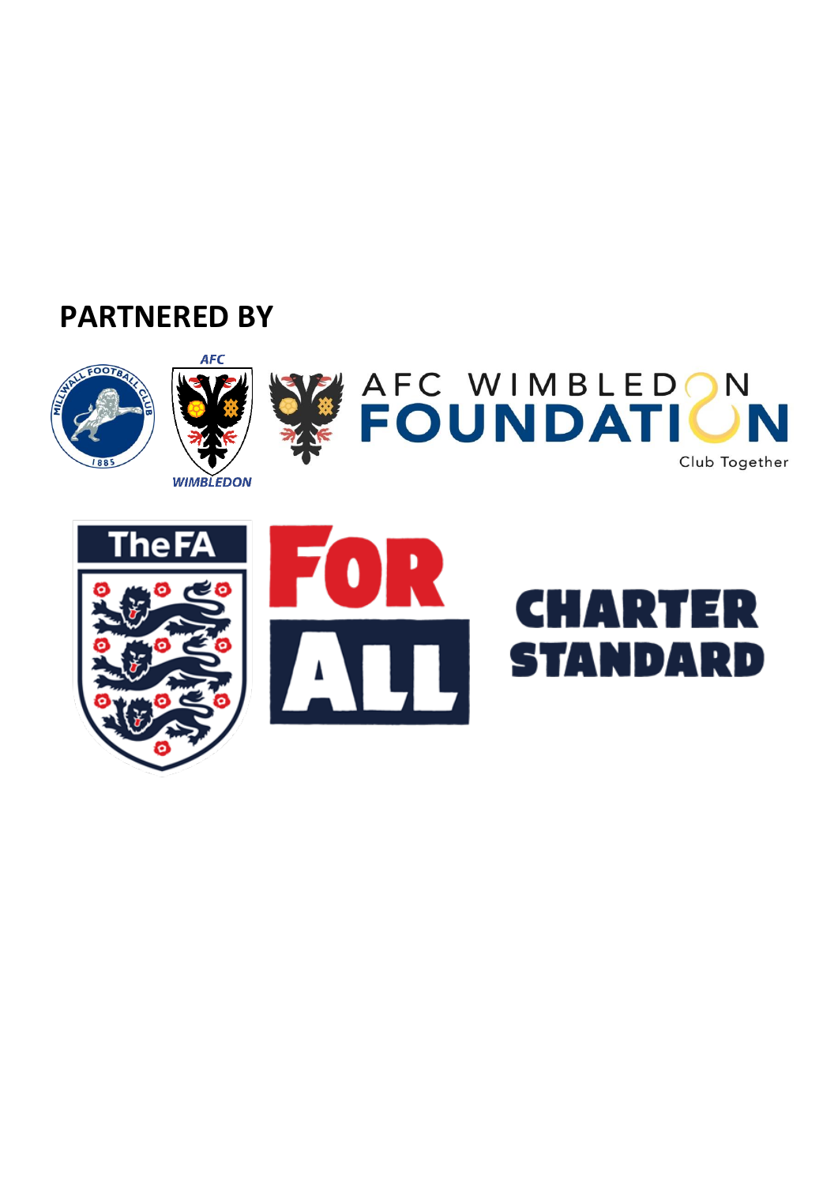## PARTNERED BY